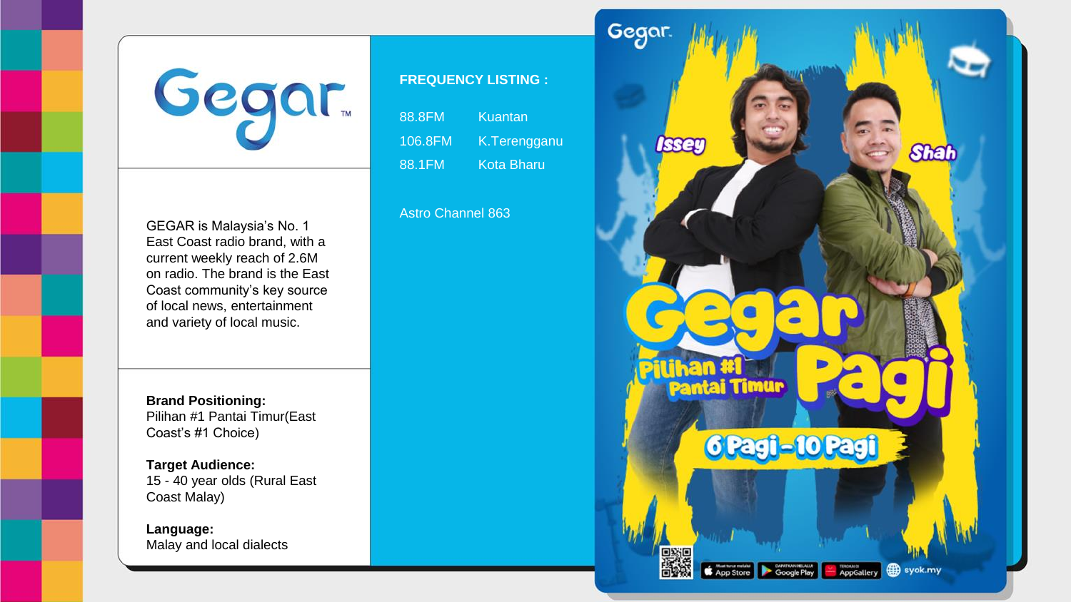# Gegar™

GEGAR is Malaysia's No. 1 East Coast radio brand, with a current weekly reach of 2.6M on radio. The brand is the East Coast community's key source of local news, entertainment and variety of local music.

**Brand Positioning:**
Pilihan #1 Pantai Timur(East Coast's #1 Choice)

**Target Audience:**
15 - 40 year olds (Rural East Coast Malay)

**Language:**
Malay and local dialects

**FREQUENCY LISTING :**

| | |
|---|---|
| 88.8FM | Kuantan |
| 106.8FM | K.Terengganu |
| 88.1FM | Kota Bharu |

Astro Channel 863

Gegar.

Issey

Shah

Gegar Pagi

Pilihan #1 Pantai Timur

6 Pagi - 10 Pagi

App Store | Google Play | AppGallery | syok.my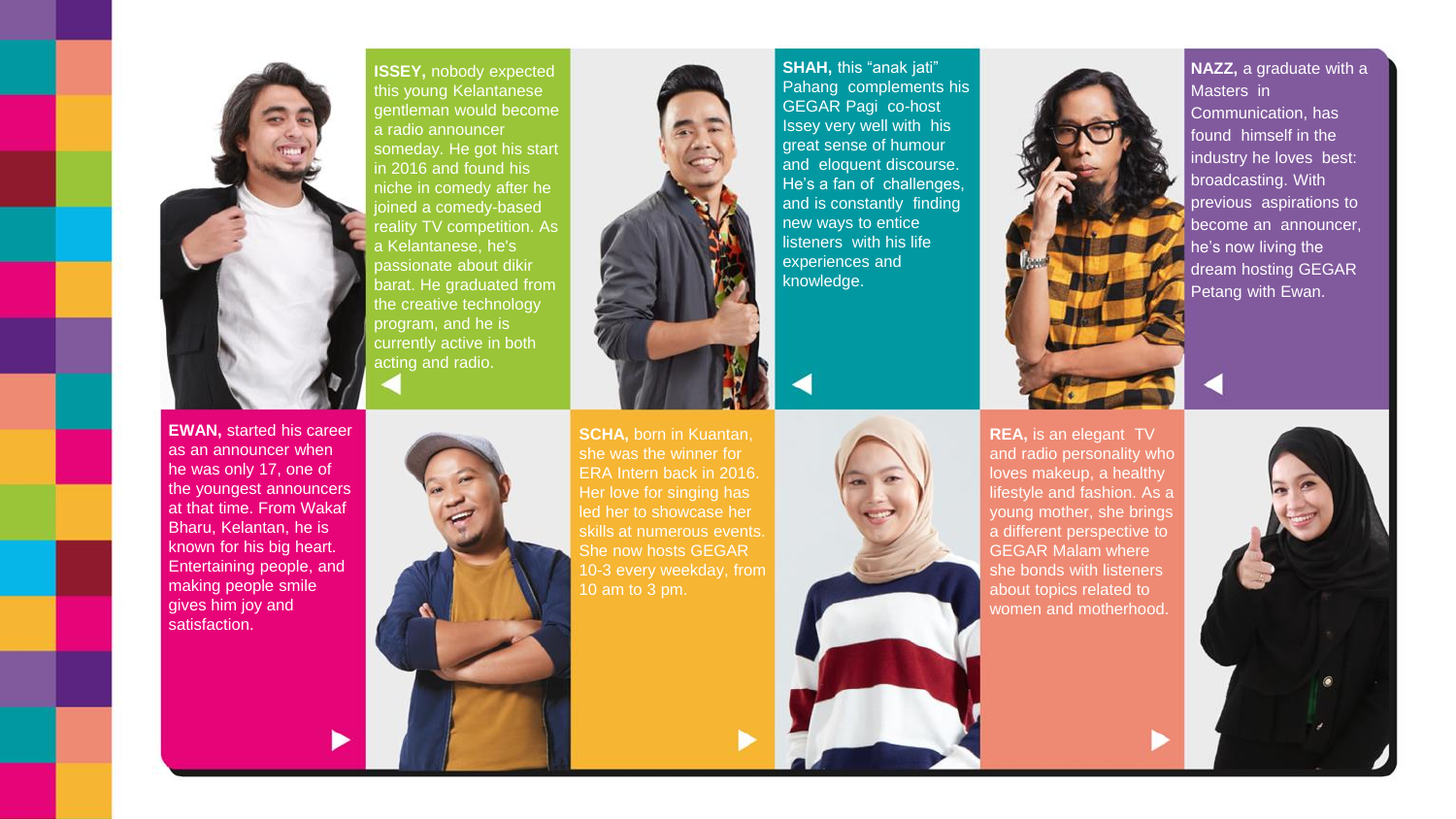**ISSEY,** nobody expected this young Kelantanese gentleman would become a radio announcer someday. He got his start in 2016 and found his niche in comedy after he joined a comedy-based reality TV competition. As a Kelantanese, he's passionate about dikir barat. He graduated from the creative technology program, and he is currently active in both acting and radio.

**SHAH,** this "anak jati" Pahang complements his GEGAR Pagi co-host Issey very well with his great sense of humour and eloquent discourse. He's a fan of challenges, and is constantly finding new ways to entice listeners with his life experiences and knowledge.

**NAZZ,** a graduate with a Masters in Communication, has found himself in the industry he loves best: broadcasting. With previous aspirations to become an announcer, he's now living the dream hosting GEGAR Petang with Ewan.

**EWAN,** started his career as an announcer when he was only 17, one of the youngest announcers at that time. From Wakaf Bharu, Kelantan, he is known for his big heart. Entertaining people, and making people smile gives him joy and satisfaction.

**SCHA,** born in Kuantan, she was the winner for ERA Intern back in 2016. Her love for singing has led her to showcase her skills at numerous events. She now hosts GEGAR 10-3 every weekday, from 10 am to 3 pm.

**REA,** is an elegant TV and radio personality who loves makeup, a healthy lifestyle and fashion. As a young mother, she brings a different perspective to GEGAR Malam where she bonds with listeners about topics related to women and motherhood.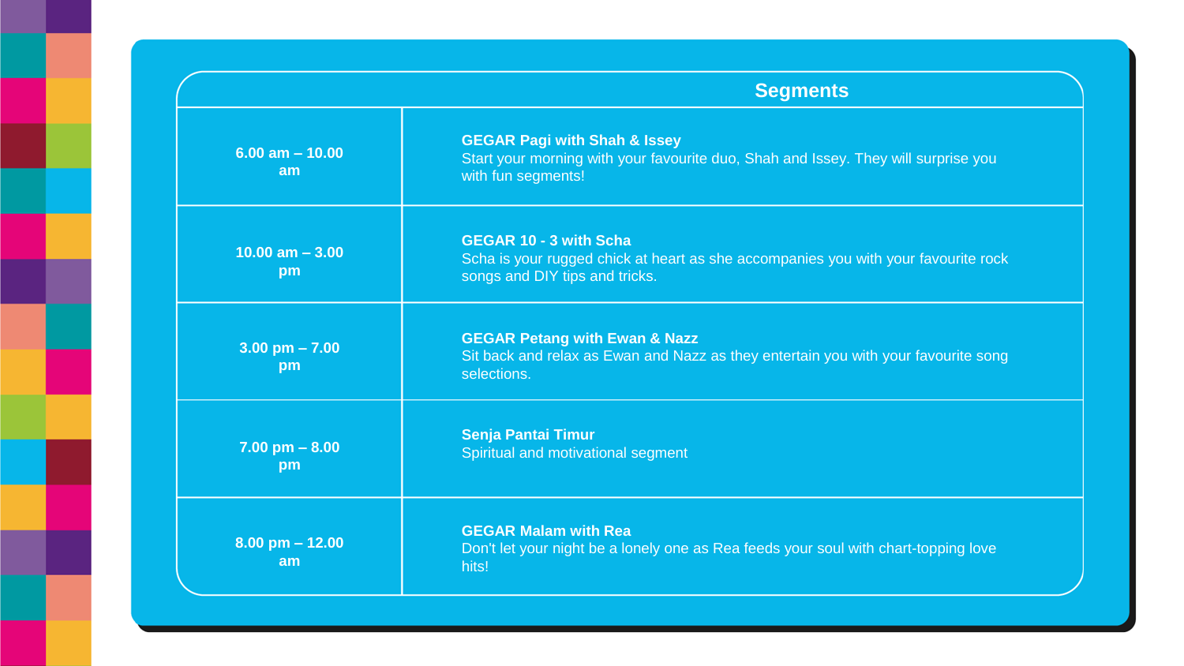| | Segments |
|---|---|
| 6.00 am – 10.00 am | **GEGAR Pagi with Shah & Issey**<br>Start your morning with your favourite duo, Shah and Issey. They will surprise you with fun segments! |
| 10.00 am – 3.00 pm | **GEGAR 10 - 3 with Scha**<br>Scha is your rugged chick at heart as she accompanies you with your favourite rock songs and DIY tips and tricks. |
| 3.00 pm – 7.00 pm | **GEGAR Petang with Ewan & Nazz**<br>Sit back and relax as Ewan and Nazz as they entertain you with your favourite song selections. |
| 7.00 pm – 8.00 pm | **Senja Pantai Timur**<br>Spiritual and motivational segment |
| 8.00 pm – 12.00 am | **GEGAR Malam with Rea**<br>Don't let your night be a lonely one as Rea feeds your soul with chart-topping love hits! |